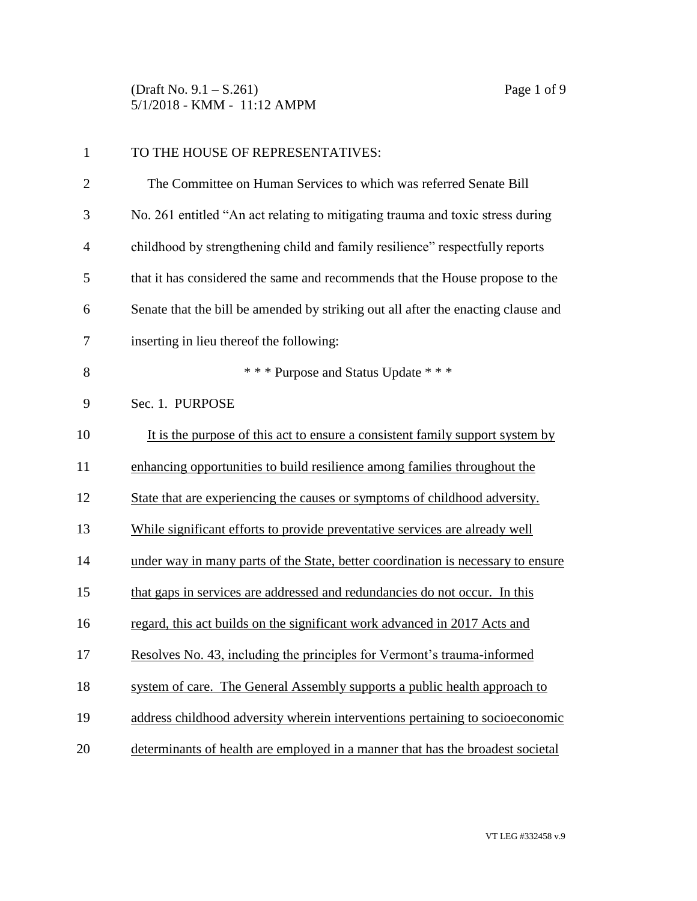TO THE HOUSE OF REPRESENTATIVES:

The Committee on Human Services to which was referred Senate Bill No. 261 entitled "An act relating to mitigating trauma and toxic stress during childhood by strengthening child and family resilience" respectfully reports that it has considered the same and recommends that the House propose to the Senate that the bill be amended by striking out all after the enacting clause and inserting in lieu thereof the following:

\* \* \* Purpose and Status Update \* \* \*

Sec. 1. PURPOSE

<u>It is the purpose of this act to ensure a consistent family support system by enhancing opportunities to build resilience among families throughout the State that are experiencing the causes or symptoms of childhood adversity. While significant efforts to provide preventative services are already well under way in many parts of the State, better coordination is necessary to ensure that gaps in services are addressed and redundancies do not occur. In this regard, this act builds on the significant work advanced in 2017 Acts and Resolves No. 43, including the principles for Vermont's trauma-informed system of care. The General Assembly supports a public health approach to address childhood adversity wherein interventions pertaining to socioeconomic determinants of health are employed in a manner that has the broadest societal</u>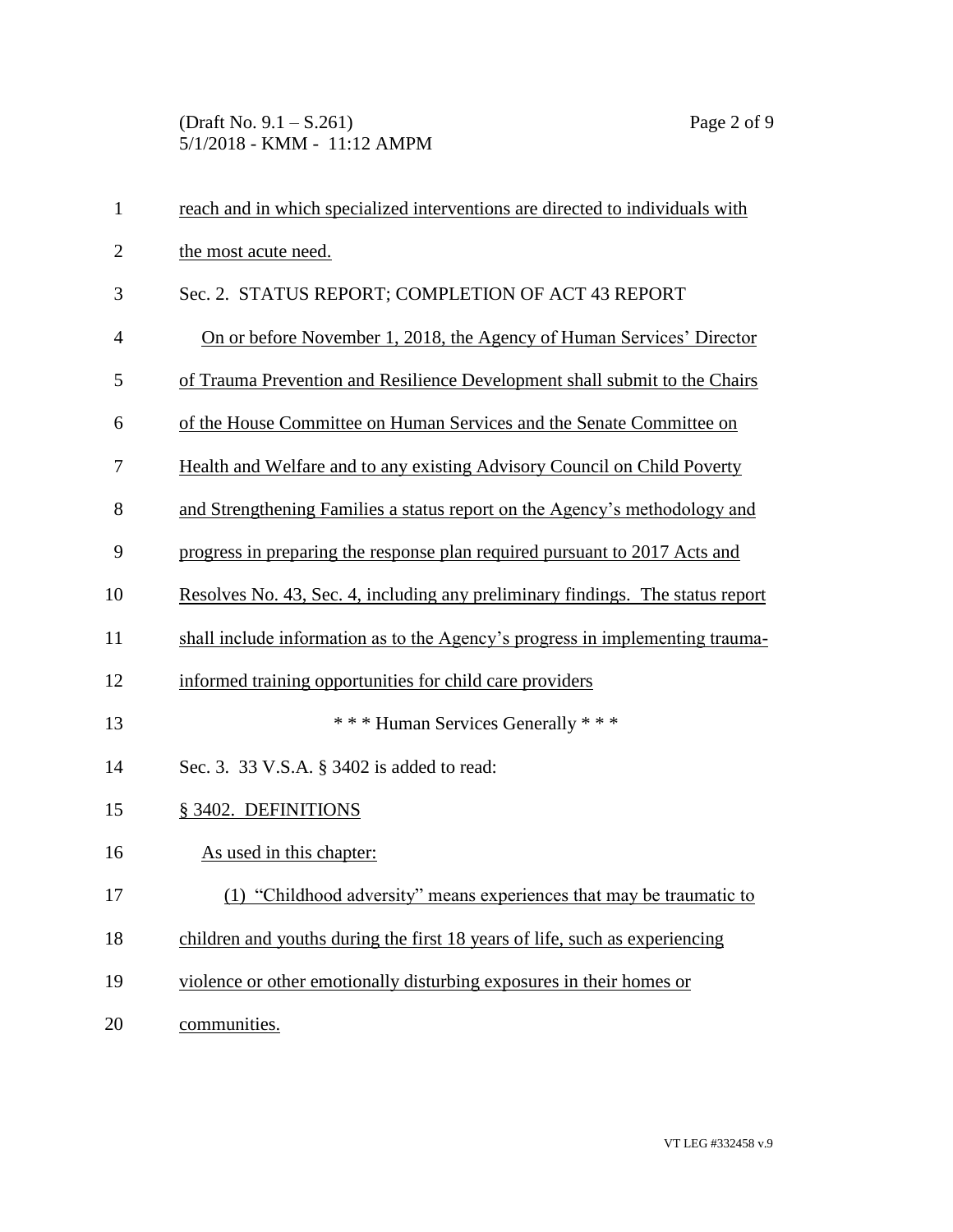reach and in which specialized interventions are directed to individuals with the most acute need.

Sec. 2. STATUS REPORT; COMPLETION OF ACT 43 REPORT

On or before November 1, 2018, the Agency of Human Services' Director of Trauma Prevention and Resilience Development shall submit to the Chairs of the House Committee on Human Services and the Senate Committee on Health and Welfare and to any existing Advisory Council on Child Poverty and Strengthening Families a status report on the Agency's methodology and progress in preparing the response plan required pursuant to 2017 Acts and Resolves No. 43, Sec. 4, including any preliminary findings. The status report shall include information as to the Agency's progress in implementing trauma-informed training opportunities for child care providers

\* \* \* Human Services Generally \* \* \*

Sec. 3. 33 V.S.A. § 3402 is added to read:

§ 3402. DEFINITIONS

As used in this chapter:

(1) "Childhood adversity" means experiences that may be traumatic to children and youths during the first 18 years of life, such as experiencing violence or other emotionally disturbing exposures in their homes or communities.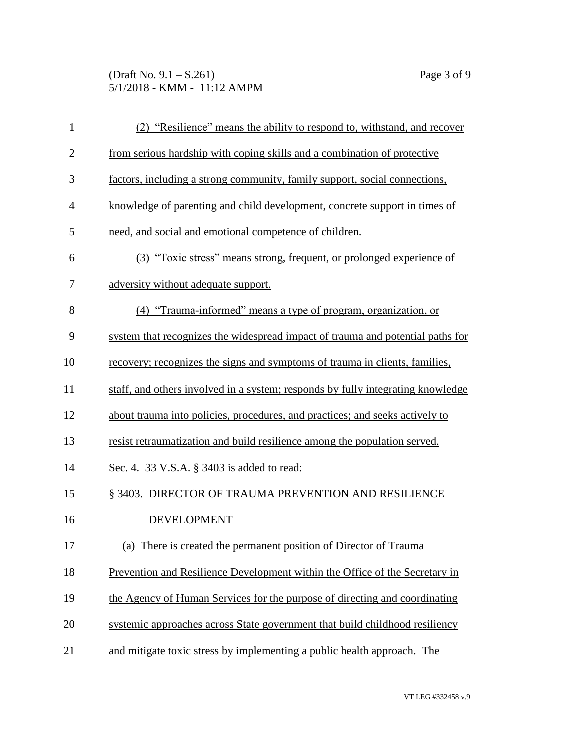(2) "Resilience" means the ability to respond to, withstand, and recover from serious hardship with coping skills and a combination of protective factors, including a strong community, family support, social connections, knowledge of parenting and child development, concrete support in times of need, and social and emotional competence of children.

(3) "Toxic stress" means strong, frequent, or prolonged experience of adversity without adequate support.

(4) "Trauma-informed" means a type of program, organization, or system that recognizes the widespread impact of trauma and potential paths for recovery; recognizes the signs and symptoms of trauma in clients, families, staff, and others involved in a system; responds by fully integrating knowledge about trauma into policies, procedures, and practices; and seeks actively to resist retraumatization and build resilience among the population served.

Sec. 4. 33 V.S.A. § 3403 is added to read:

§ 3403. DIRECTOR OF TRAUMA PREVENTION AND RESILIENCE DEVELOPMENT

(a) There is created the permanent position of Director of Trauma Prevention and Resilience Development within the Office of the Secretary in the Agency of Human Services for the purpose of directing and coordinating systemic approaches across State government that build childhood resiliency and mitigate toxic stress by implementing a public health approach. The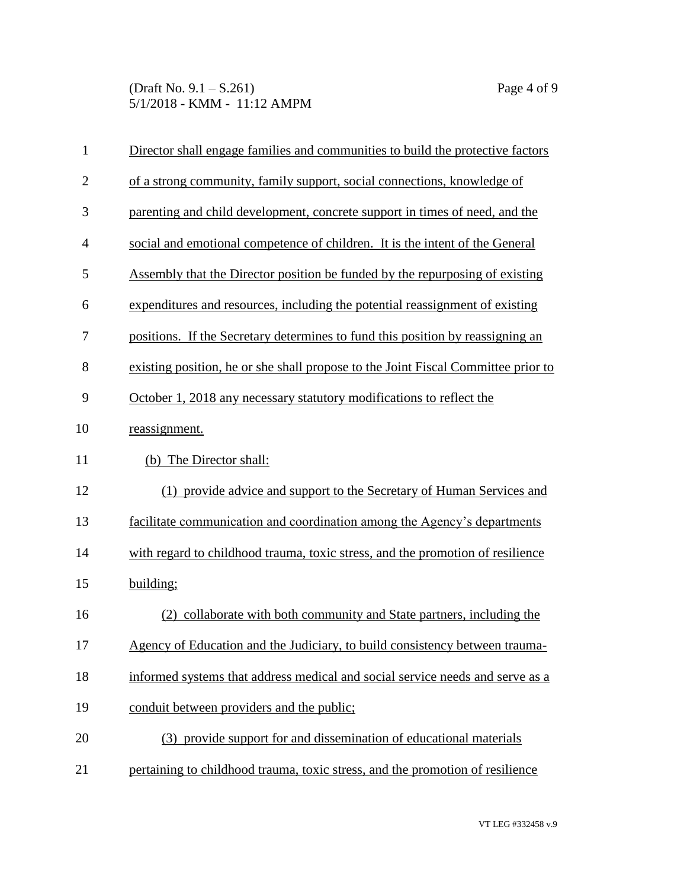Director shall engage families and communities to build the protective factors of a strong community, family support, social connections, knowledge of parenting and child development, concrete support in times of need, and the social and emotional competence of children. It is the intent of the General Assembly that the Director position be funded by the repurposing of existing expenditures and resources, including the potential reassignment of existing positions. If the Secretary determines to fund this position by reassigning an existing position, he or she shall propose to the Joint Fiscal Committee prior to October 1, 2018 any necessary statutory modifications to reflect the reassignment.

(b) The Director shall:

(1) provide advice and support to the Secretary of Human Services and facilitate communication and coordination among the Agency's departments with regard to childhood trauma, toxic stress, and the promotion of resilience building;

(2) collaborate with both community and State partners, including the Agency of Education and the Judiciary, to build consistency between trauma-informed systems that address medical and social service needs and serve as a conduit between providers and the public;

(3) provide support for and dissemination of educational materials pertaining to childhood trauma, toxic stress, and the promotion of resilience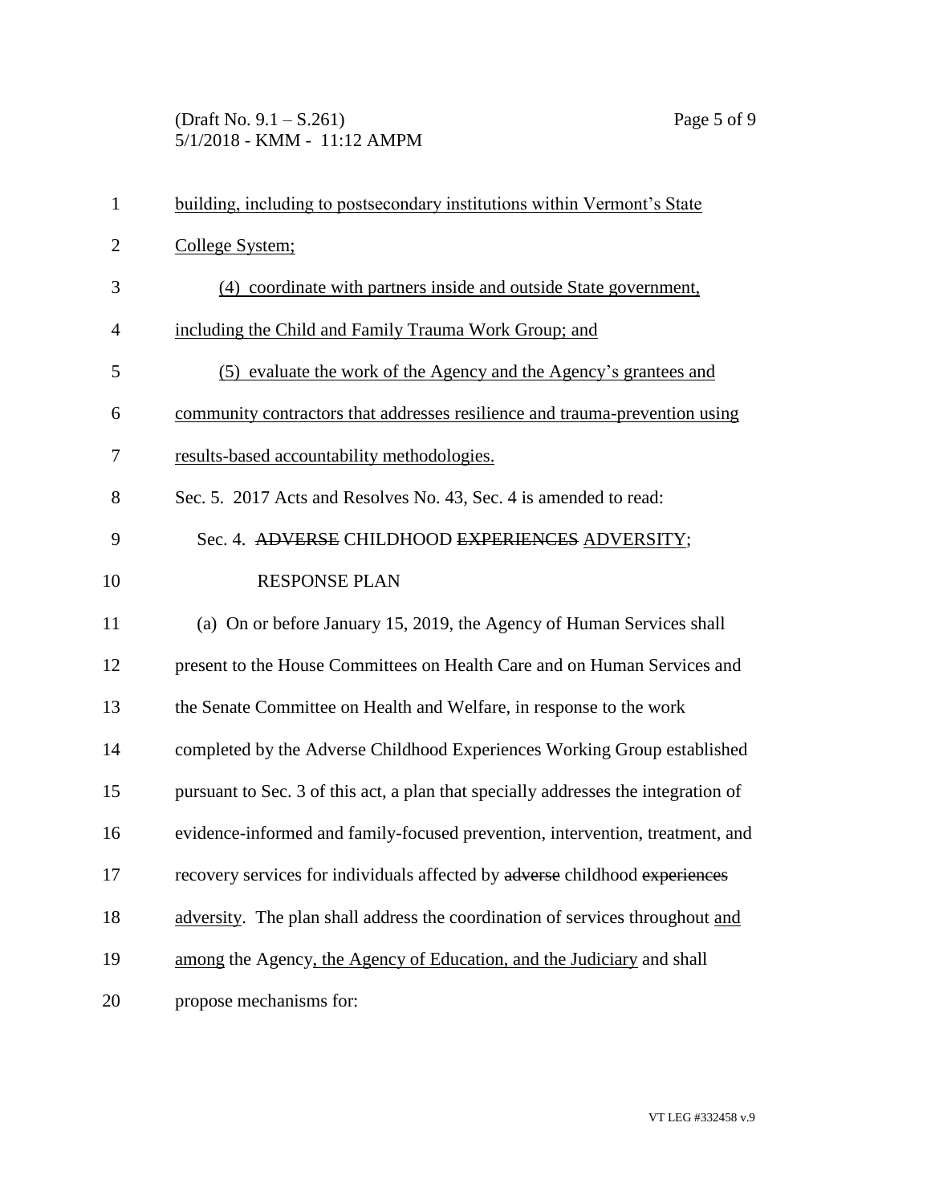building, including to postsecondary institutions within Vermont's State College System;

(4) coordinate with partners inside and outside State government, including the Child and Family Trauma Work Group; and

(5) evaluate the work of the Agency and the Agency's grantees and community contractors that addresses resilience and trauma-prevention using results-based accountability methodologies.

Sec. 5. 2017 Acts and Resolves No. 43, Sec. 4 is amended to read:

Sec. 4. ~~ADVERSE~~ CHILDHOOD ~~EXPERIENCES~~ ADVERSITY; RESPONSE PLAN

(a) On or before January 15, 2019, the Agency of Human Services shall present to the House Committees on Health Care and on Human Services and the Senate Committee on Health and Welfare, in response to the work completed by the Adverse Childhood Experiences Working Group established pursuant to Sec. 3 of this act, a plan that specially addresses the integration of evidence-informed and family-focused prevention, intervention, treatment, and recovery services for individuals affected by ~~adverse~~ childhood ~~experiences~~ adversity. The plan shall address the coordination of services throughout and among the Agency, the Agency of Education, and the Judiciary and shall propose mechanisms for: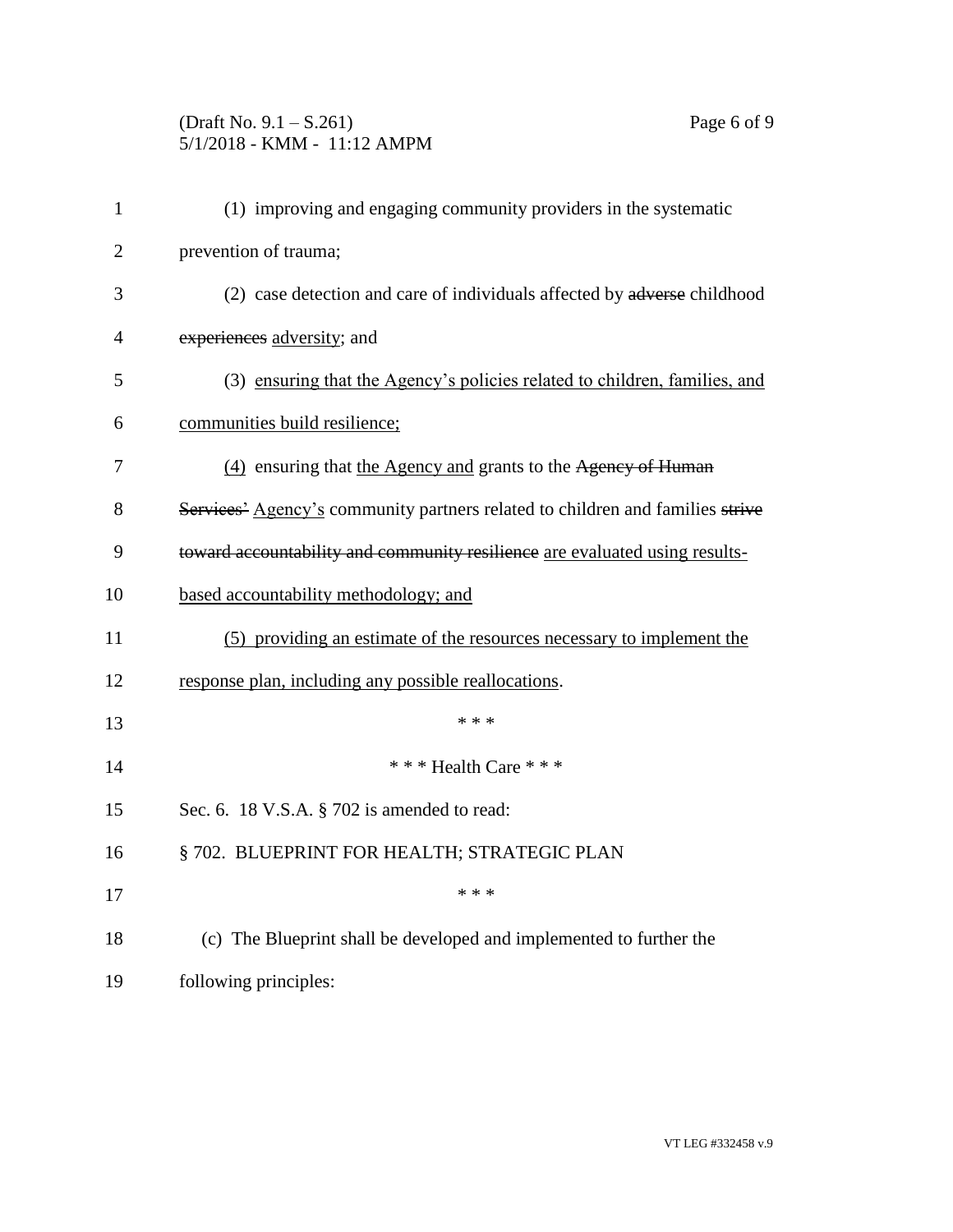(1) improving and engaging community providers in the systematic prevention of trauma;

(2) case detection and care of individuals affected by ~~adverse~~ childhood ~~experiences~~ <u>adversity</u>; and

(3) <u>ensuring that the Agency's policies related to children, families, and communities build resilience;</u>

<u>(4)</u> ensuring that <u>the Agency and</u> grants to the ~~Agency of Human Services'~~ <u>Agency's</u> community partners related to children and families ~~strive toward accountability and community resilience~~ <u>are evaluated using results-based accountability methodology; and</u>

<u>(5) providing an estimate of the resources necessary to implement the response plan, including any possible reallocations</u>.

\* \* \*

\* \* \* Health Care \* \* \*

Sec. 6. 18 V.S.A. § 702 is amended to read:

§ 702. BLUEPRINT FOR HEALTH; STRATEGIC PLAN

\* \* \*

(c) The Blueprint shall be developed and implemented to further the following principles: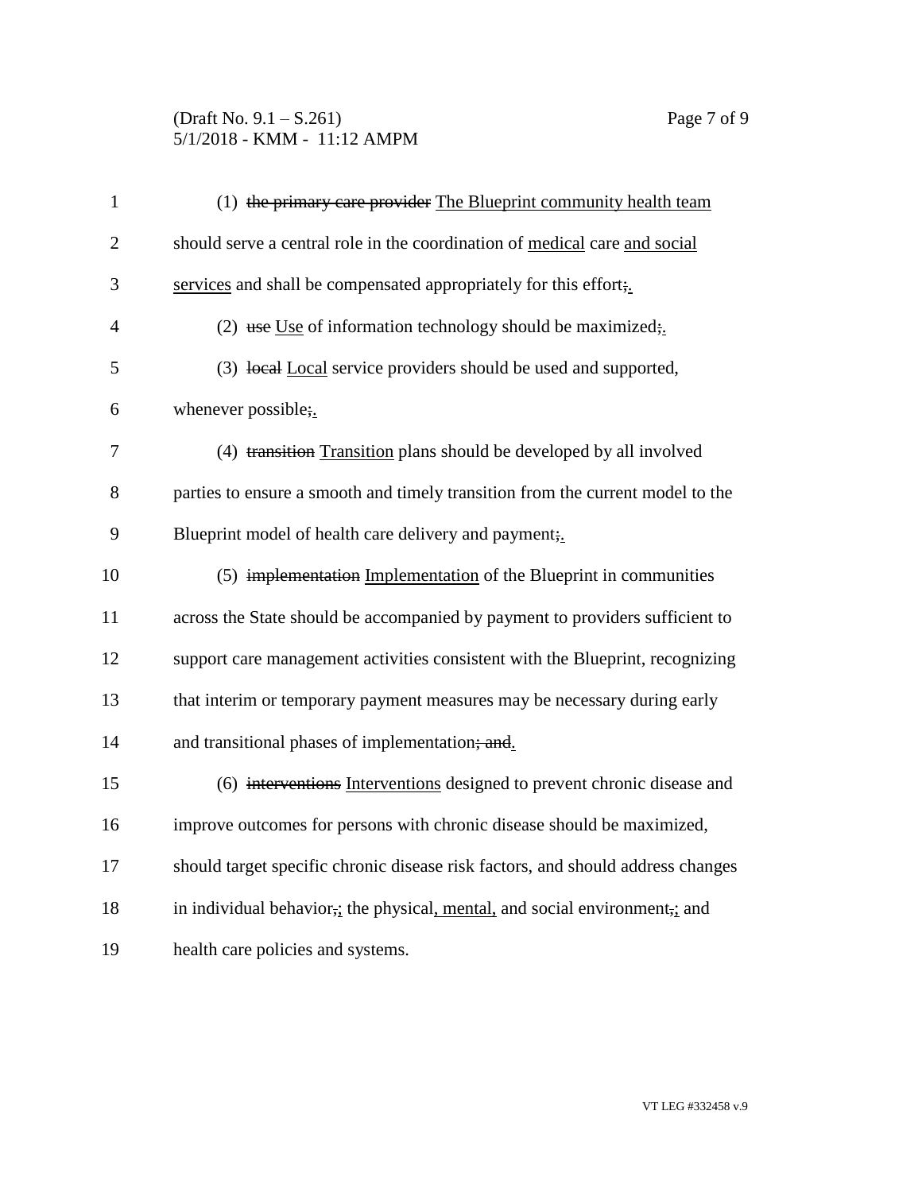(1) ~~the primary care provider~~ <u>The Blueprint community health team</u> should serve a central role in the coordination of <u>medical</u> care <u>and social services</u> and shall be compensated appropriately for this effort~~;~~<u>.</u>

(2) ~~use~~ <u>Use</u> of information technology should be maximized~~;~~<u>.</u>

(3) ~~local~~ <u>Local</u> service providers should be used and supported, whenever possible~~;~~<u>.</u>

(4) ~~transition~~ <u>Transition</u> plans should be developed by all involved parties to ensure a smooth and timely transition from the current model to the Blueprint model of health care delivery and payment~~;~~<u>.</u>

(5) ~~implementation~~ <u>Implementation</u> of the Blueprint in communities across the State should be accompanied by payment to providers sufficient to support care management activities consistent with the Blueprint, recognizing that interim or temporary payment measures may be necessary during early and transitional phases of implementation~~; and~~<u>.</u>

(6) ~~interventions~~ <u>Interventions</u> designed to prevent chronic disease and improve outcomes for persons with chronic disease should be maximized, should target specific chronic disease risk factors, and should address changes in individual behavior~~,~~<u>;</u> the physical<u>, mental,</u> and social environment~~,~~<u>;</u> and health care policies and systems.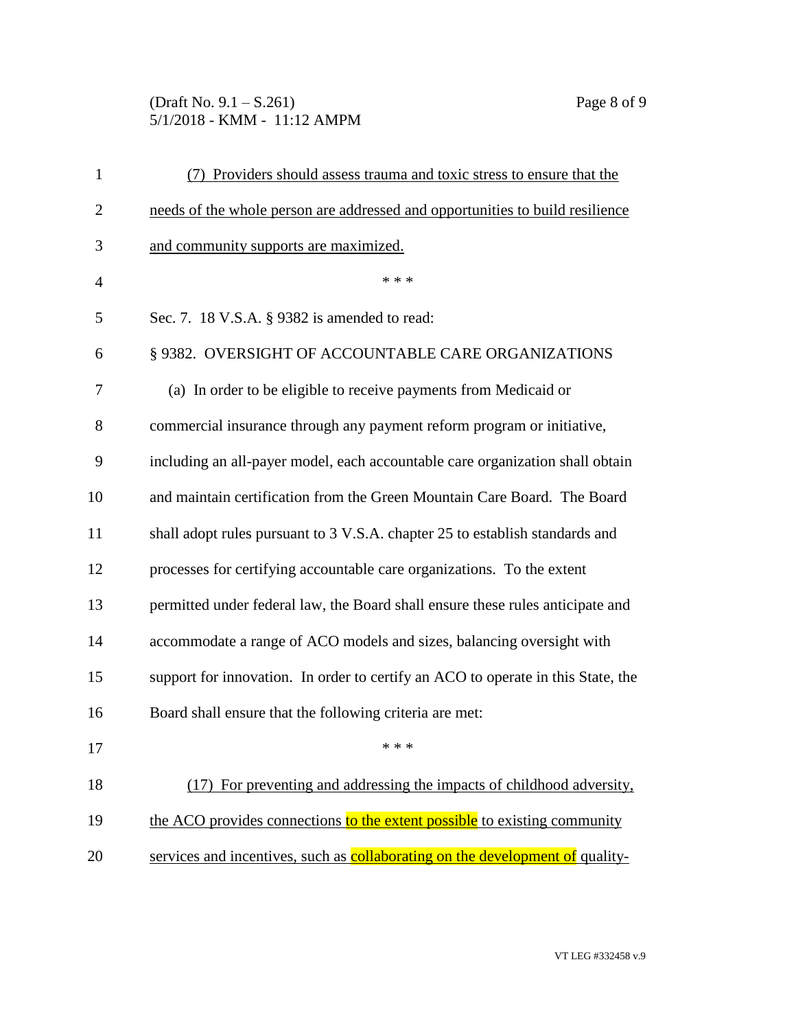(7) Providers should assess trauma and toxic stress to ensure that the needs of the whole person are addressed and opportunities to build resilience and community supports are maximized.

\* \* \*

Sec. 7. 18 V.S.A. § 9382 is amended to read:

§ 9382. OVERSIGHT OF ACCOUNTABLE CARE ORGANIZATIONS

(a) In order to be eligible to receive payments from Medicaid or commercial insurance through any payment reform program or initiative, including an all-payer model, each accountable care organization shall obtain and maintain certification from the Green Mountain Care Board. The Board shall adopt rules pursuant to 3 V.S.A. chapter 25 to establish standards and processes for certifying accountable care organizations. To the extent permitted under federal law, the Board shall ensure these rules anticipate and accommodate a range of ACO models and sizes, balancing oversight with support for innovation. In order to certify an ACO to operate in this State, the Board shall ensure that the following criteria are met:

\* \* \*

(17) For preventing and addressing the impacts of childhood adversity, the ACO provides connections to the extent possible to existing community services and incentives, such as collaborating on the development of quality-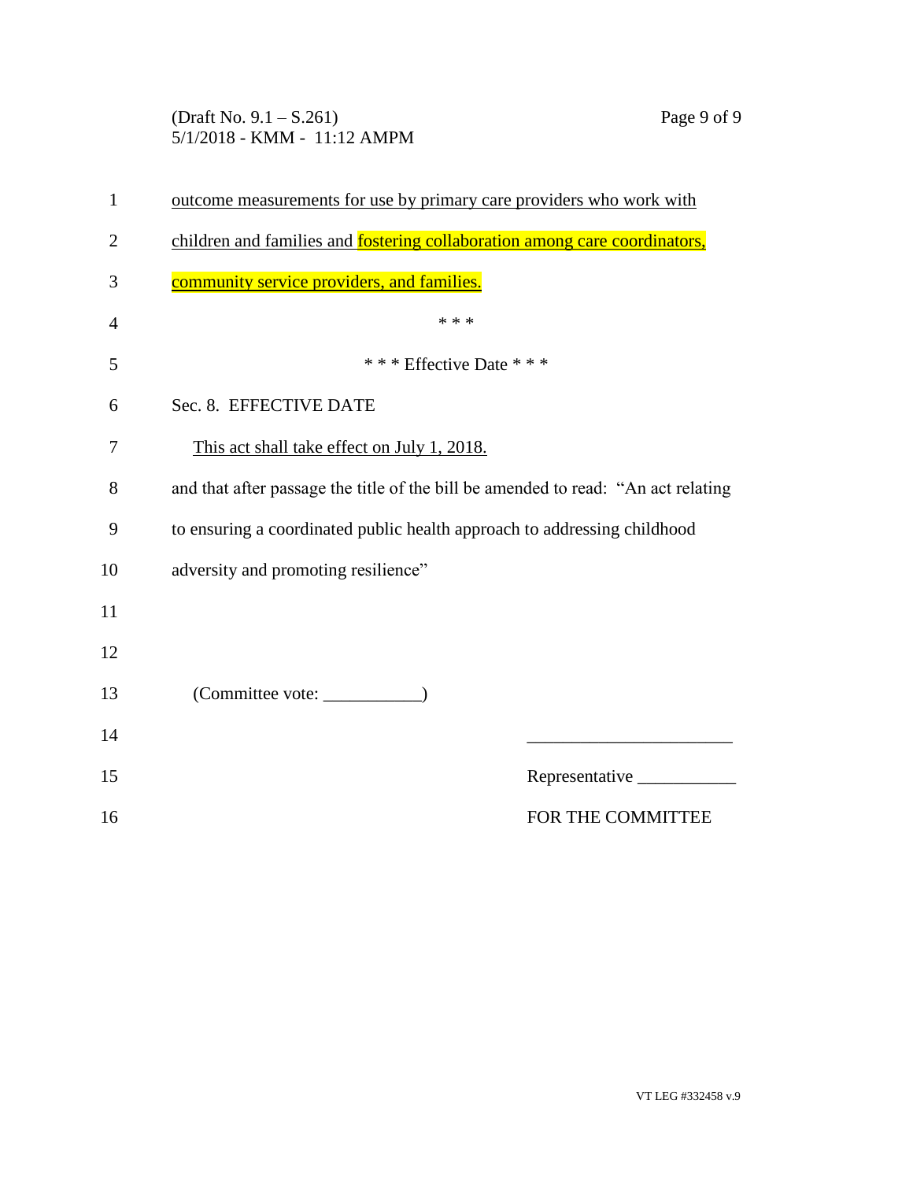outcome measurements for use by primary care providers who work with children and families and fostering collaboration among care coordinators, community service providers, and families.

\* \* \*

\* \* \* Effective Date \* \* \*

Sec. 8. EFFECTIVE DATE

This act shall take effect on July 1, 2018.

and that after passage the title of the bill be amended to read: "An act relating to ensuring a coordinated public health approach to addressing childhood adversity and promoting resilience"

(Committee vote: ___________)

_______________________

Representative ___________

FOR THE COMMITTEE